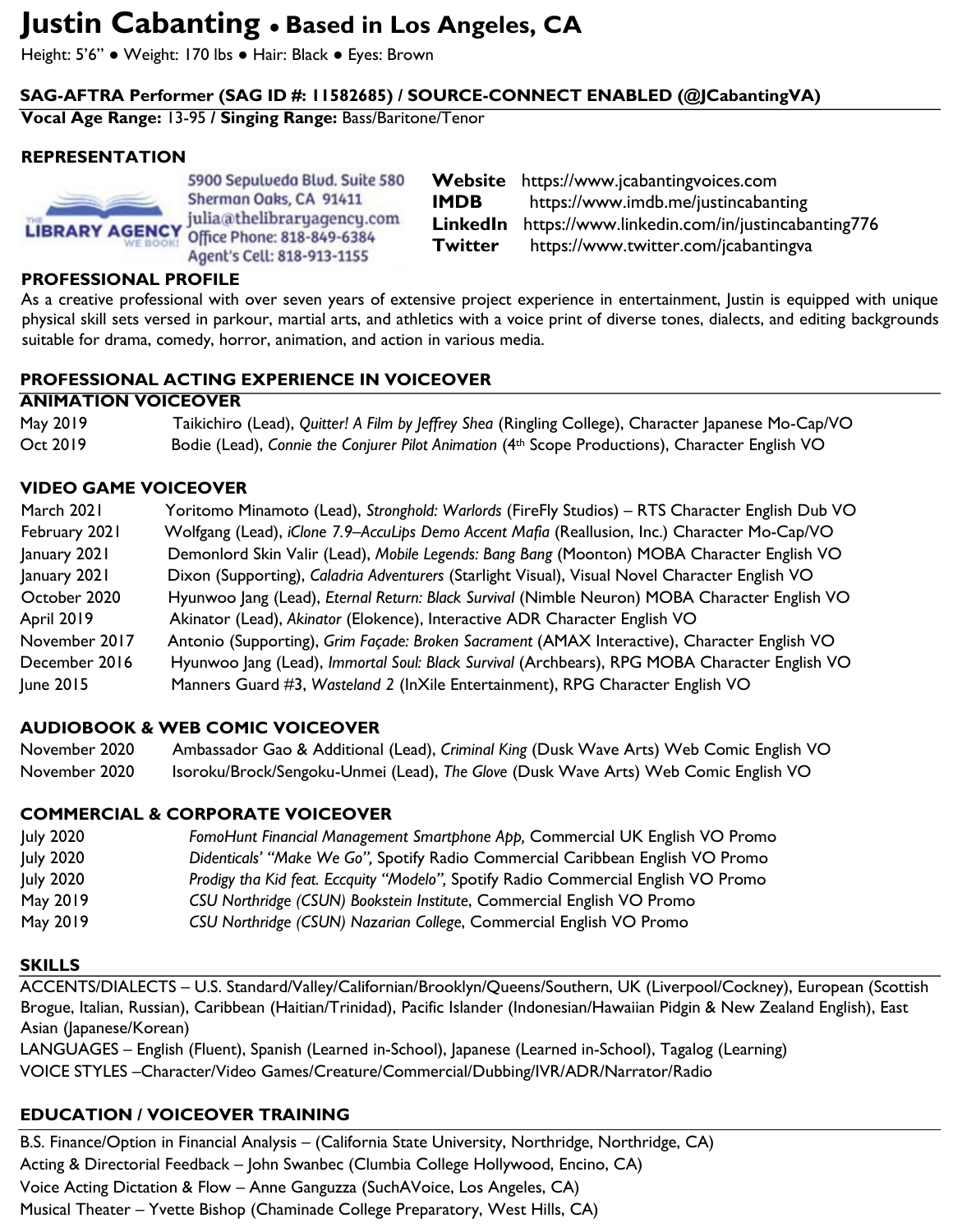# Justin Cabanting • Based in Los Angeles, CA

Height: 5'6" ● Weight: 170 lbs ● Hair: Black ● Eyes: Brown

**SAG-AFTRA Performer (SAG ID #: 11582685) / SOURCE-CONNECT ENABLED (@JCabantingVA)**

**Vocal Age Range:** 13-95 / **Singing Range:** Bass/Baritone/Tenor

## REPRESENTATION

THE LIBRARY AGENCY — WE BOOK!
5900 Sepulveda Blvd. Suite 580
Sherman Oaks, CA 91411
julia@thelibraryagency.com
Office Phone: 818-849-6384
Agent's Cell: 818-913-1155

**Website** https://www.jcabantingvoices.com
**IMDB** https://www.imdb.me/justincabanting
**LinkedIn** https://www.linkedin.com/in/justincabanting776
**Twitter** https://www.twitter.com/jcabantingva

## PROFESSIONAL PROFILE

As a creative professional with over seven years of extensive project experience in entertainment, Justin is equipped with unique physical skill sets versed in parkour, martial arts, and athletics with a voice print of diverse tones, dialects, and editing backgrounds suitable for drama, comedy, horror, animation, and action in various media.

## PROFESSIONAL ACTING EXPERIENCE IN VOICEOVER

### ANIMATION VOICEOVER

| | |
|---|---|
| May 2019 | Taikichiro (Lead), *Quitter! A Film by Jeffrey Shea* (Ringling College), Character Japanese Mo-Cap/VO |
| Oct 2019 | Bodie (Lead), *Connie the Conjurer Pilot Animation* (4th Scope Productions), Character English VO |

### VIDEO GAME VOICEOVER

| | |
|---|---|
| March 2021 | Yoritomo Minamoto (Lead), *Stronghold: Warlords* (FireFly Studios) – RTS Character English Dub VO |
| February 2021 | Wolfgang (Lead), *iClone 7.9–AccuLips Demo Accent Mafia* (Reallusion, Inc.) Character Mo-Cap/VO |
| January 2021 | Demonlord Skin Valir (Lead), *Mobile Legends: Bang Bang* (Moonton) MOBA Character English VO |
| January 2021 | Dixon (Supporting), *Caladria Adventurers* (Starlight Visual), Visual Novel Character English VO |
| October 2020 | Hyunwoo Jang (Lead), *Eternal Return: Black Survival* (Nimble Neuron) MOBA Character English VO |
| April 2019 | Akinator (Lead), *Akinator* (Elokence), Interactive ADR Character English VO |
| November 2017 | Antonio (Supporting), *Grim Façade: Broken Sacrament* (AMAX Interactive), Character English VO |
| December 2016 | Hyunwoo Jang (Lead), *Immortal Soul: Black Survival* (Archbears), RPG MOBA Character English VO |
| June 2015 | Manners Guard #3, *Wasteland 2* (InXile Entertainment), RPG Character English VO |

### AUDIOBOOK & WEB COMIC VOICEOVER

| | |
|---|---|
| November 2020 | Ambassador Gao & Additional (Lead), *Criminal King* (Dusk Wave Arts) Web Comic English VO |
| November 2020 | Isoroku/Brock/Sengoku-Unmei (Lead), *The Glove* (Dusk Wave Arts) Web Comic English VO |

### COMMERCIAL & CORPORATE VOICEOVER

| | |
|---|---|
| July 2020 | *FomoHunt Financial Management Smartphone App,* Commercial UK English VO Promo |
| July 2020 | *Didenticals' "Make We Go",* Spotify Radio Commercial Caribbean English VO Promo |
| July 2020 | *Prodigy tha Kid feat. Eccquity "Modelo",* Spotify Radio Commercial English VO Promo |
| May 2019 | *CSU Northridge (CSUN) Bookstein Institute*, Commercial English VO Promo |
| May 2019 | *CSU Northridge (CSUN) Nazarian College*, Commercial English VO Promo |

## SKILLS

ACCENTS/DIALECTS – U.S. Standard/Valley/Californian/Brooklyn/Queens/Southern, UK (Liverpool/Cockney), European (Scottish Brogue, Italian, Russian), Caribbean (Haitian/Trinidad), Pacific Islander (Indonesian/Hawaiian Pidgin & New Zealand English), East Asian (Japanese/Korean)

LANGUAGES – English (Fluent), Spanish (Learned in-School), Japanese (Learned in-School), Tagalog (Learning)

VOICE STYLES –Character/Video Games/Creature/Commercial/Dubbing/IVR/ADR/Narrator/Radio

## EDUCATION / VOICEOVER TRAINING

B.S. Finance/Option in Financial Analysis – (California State University, Northridge, Northridge, CA)

Acting & Directorial Feedback – John Swanbec (Clumbia College Hollywood, Encino, CA)

Voice Acting Dictation & Flow – Anne Ganguzza (SuchAVoice, Los Angeles, CA)

Musical Theater – Yvette Bishop (Chaminade College Preparatory, West Hills, CA)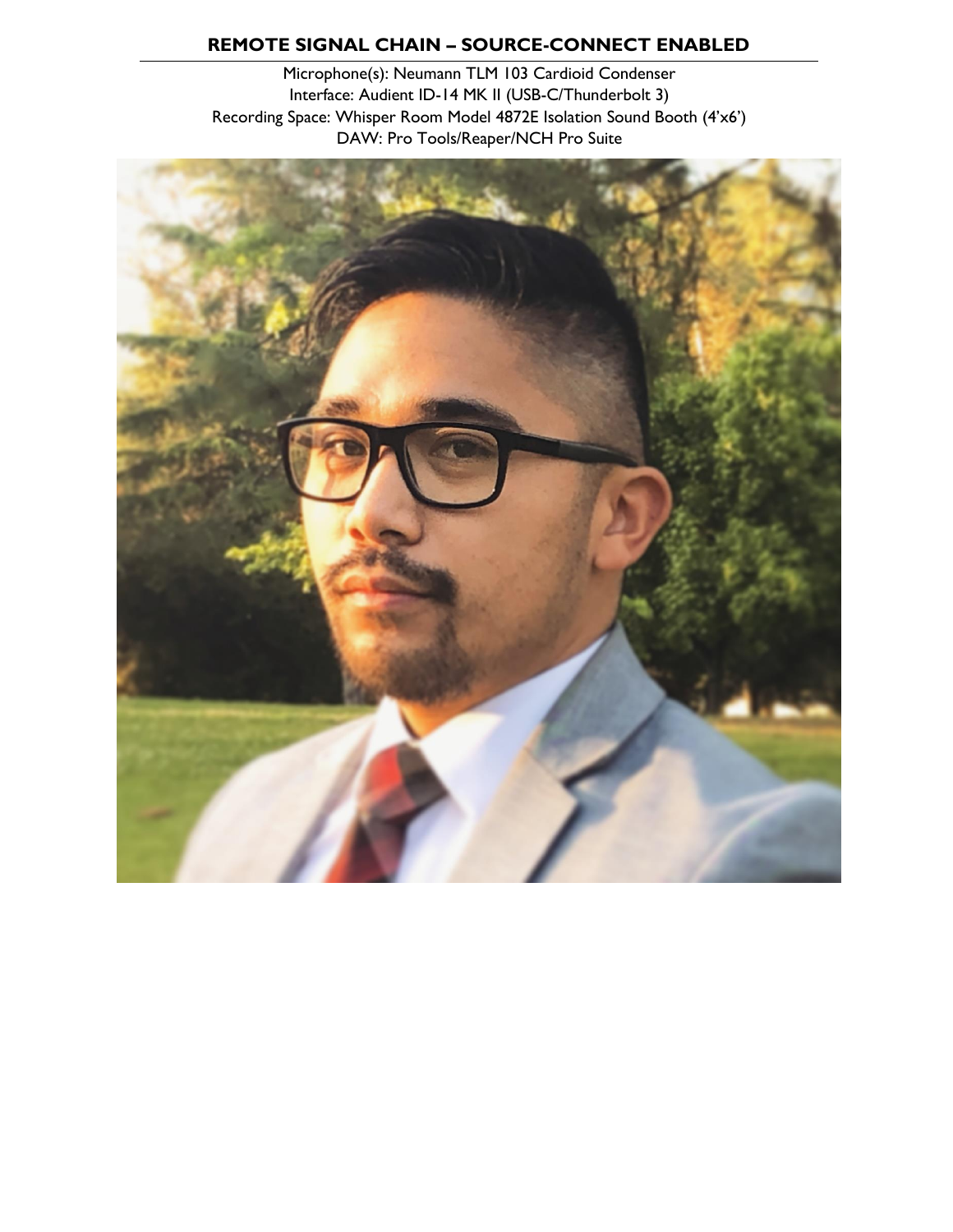## REMOTE SIGNAL CHAIN – SOURCE-CONNECT ENABLED

Microphone(s): Neumann TLM 103 Cardioid Condenser
Interface: Audient ID-14 MK II (USB-C/Thunderbolt 3)
Recording Space: Whisper Room Model 4872E Isolation Sound Booth (4'x6')
DAW: Pro Tools/Reaper/NCH Pro Suite